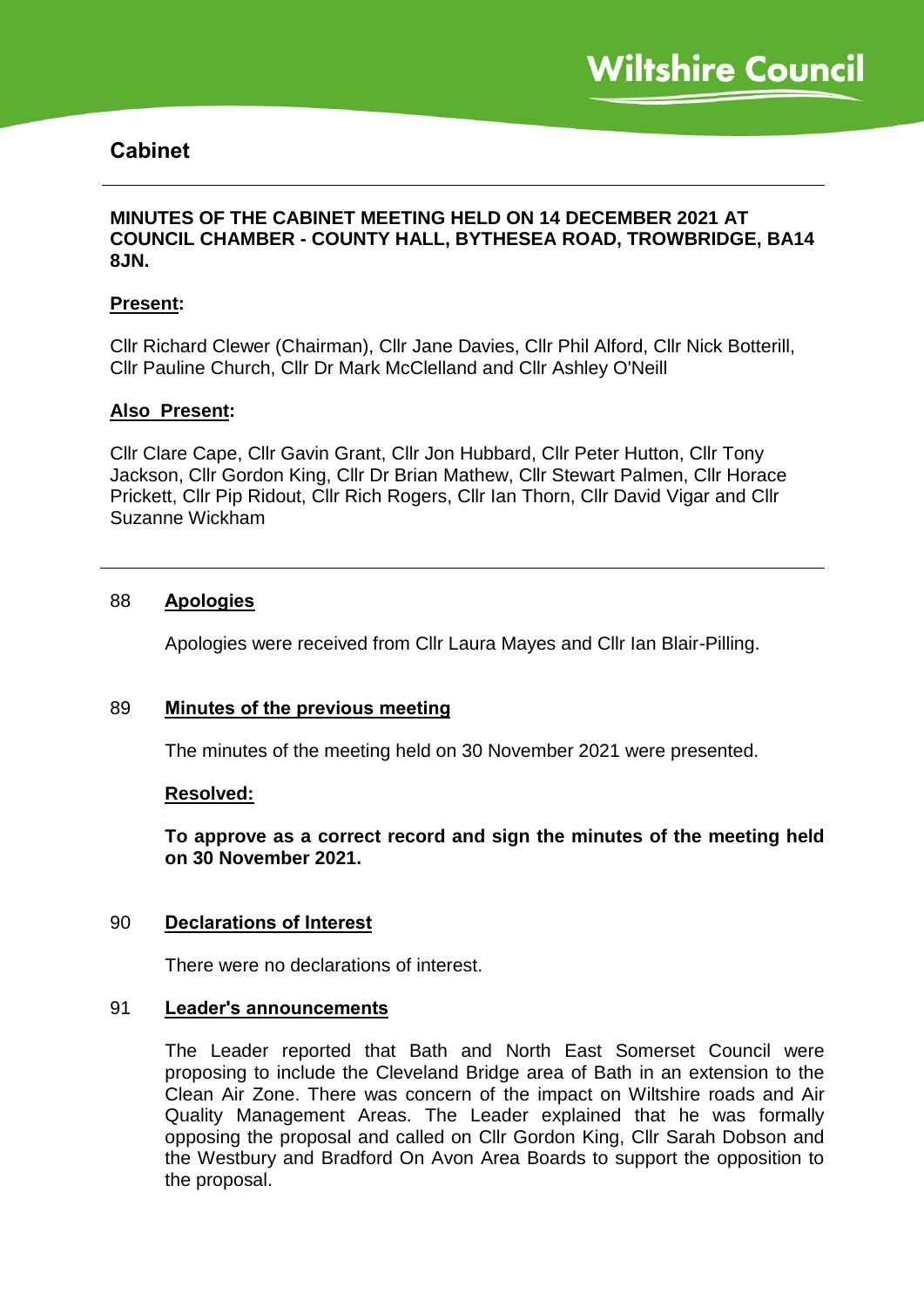# Cabinet

**MINUTES OF THE CABINET MEETING HELD ON 14 DECEMBER 2021 AT COUNCIL CHAMBER - COUNTY HALL, BYTHESEA ROAD, TROWBRIDGE, BA14 8JN.**

**Present:**

Cllr Richard Clewer (Chairman), Cllr Jane Davies, Cllr Phil Alford, Cllr Nick Botterill, Cllr Pauline Church, Cllr Dr Mark McClelland and Cllr Ashley O'Neill

**Also Present:**

Cllr Clare Cape, Cllr Gavin Grant, Cllr Jon Hubbard, Cllr Peter Hutton, Cllr Tony Jackson, Cllr Gordon King, Cllr Dr Brian Mathew, Cllr Stewart Palmen, Cllr Horace Prickett, Cllr Pip Ridout, Cllr Rich Rogers, Cllr Ian Thorn, Cllr David Vigar and Cllr Suzanne Wickham

---

## 88 Apologies

Apologies were received from Cllr Laura Mayes and Cllr Ian Blair-Pilling.

## 89 Minutes of the previous meeting

The minutes of the meeting held on 30 November 2021 were presented.

**Resolved:**

**To approve as a correct record and sign the minutes of the meeting held on 30 November 2021.**

## 90 Declarations of Interest

There were no declarations of interest.

## 91 Leader's announcements

The Leader reported that Bath and North East Somerset Council were proposing to include the Cleveland Bridge area of Bath in an extension to the Clean Air Zone. There was concern of the impact on Wiltshire roads and Air Quality Management Areas. The Leader explained that he was formally opposing the proposal and called on Cllr Gordon King, Cllr Sarah Dobson and the Westbury and Bradford On Avon Area Boards to support the opposition to the proposal.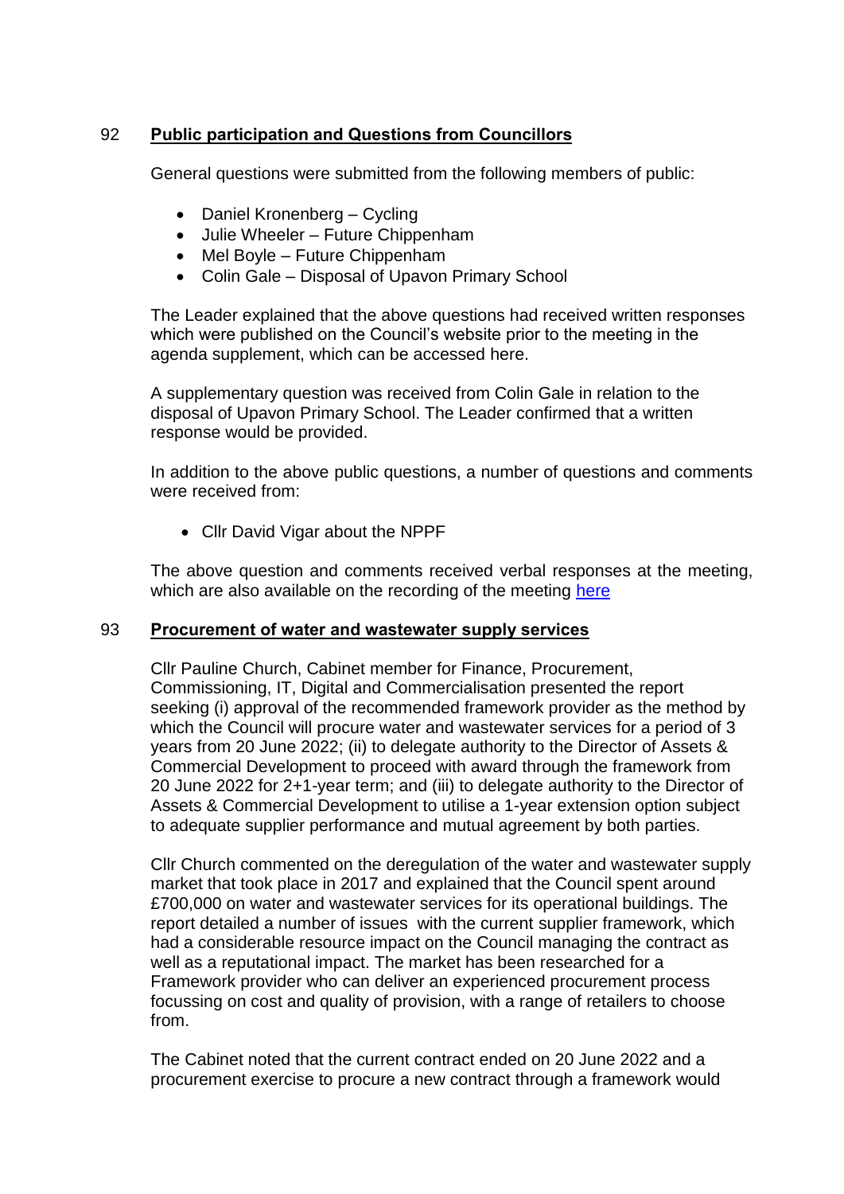## 92 **Public participation and Questions from Councillors**

General questions were submitted from the following members of public:

- Daniel Kronenberg – Cycling
- Julie Wheeler – Future Chippenham
- Mel Boyle – Future Chippenham
- Colin Gale – Disposal of Upavon Primary School

The Leader explained that the above questions had received written responses which were published on the Council's website prior to the meeting in the agenda supplement, which can be accessed here.

A supplementary question was received from Colin Gale in relation to the disposal of Upavon Primary School. The Leader confirmed that a written response would be provided.

In addition to the above public questions, a number of questions and comments were received from:

- Cllr David Vigar about the NPPF

The above question and comments received verbal responses at the meeting, which are also available on the recording of the meeting here

## 93 **Procurement of water and wastewater supply services**

Cllr Pauline Church, Cabinet member for Finance, Procurement, Commissioning, IT, Digital and Commercialisation presented the report seeking (i) approval of the recommended framework provider as the method by which the Council will procure water and wastewater services for a period of 3 years from 20 June 2022; (ii) to delegate authority to the Director of Assets & Commercial Development to proceed with award through the framework from 20 June 2022 for 2+1-year term; and (iii) to delegate authority to the Director of Assets & Commercial Development to utilise a 1-year extension option subject to adequate supplier performance and mutual agreement by both parties.

Cllr Church commented on the deregulation of the water and wastewater supply market that took place in 2017 and explained that the Council spent around £700,000 on water and wastewater services for its operational buildings. The report detailed a number of issues with the current supplier framework, which had a considerable resource impact on the Council managing the contract as well as a reputational impact. The market has been researched for a Framework provider who can deliver an experienced procurement process focussing on cost and quality of provision, with a range of retailers to choose from.

The Cabinet noted that the current contract ended on 20 June 2022 and a procurement exercise to procure a new contract through a framework would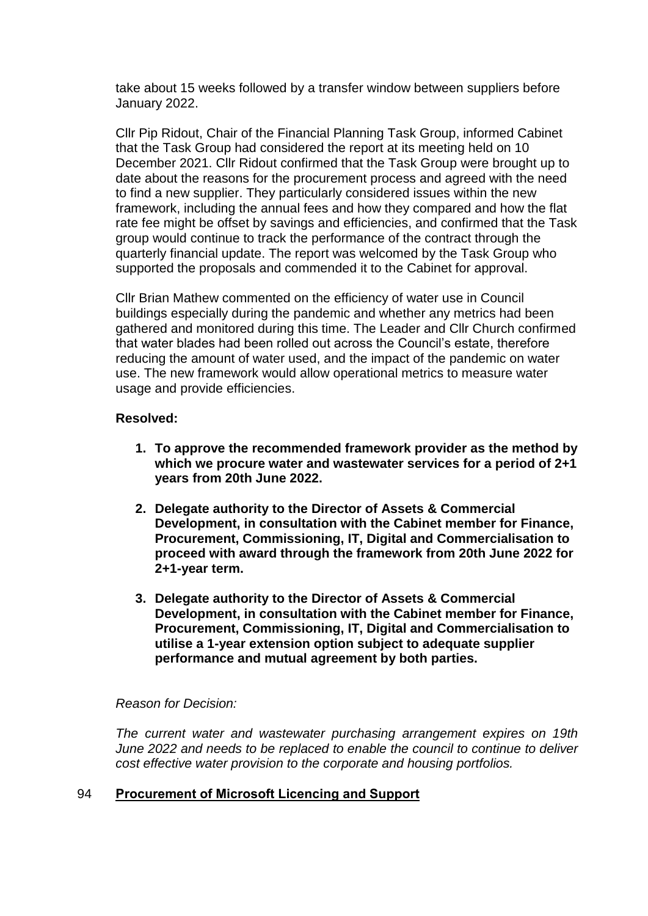take about 15 weeks followed by a transfer window between suppliers before January 2022.

Cllr Pip Ridout, Chair of the Financial Planning Task Group, informed Cabinet that the Task Group had considered the report at its meeting held on 10 December 2021. Cllr Ridout confirmed that the Task Group were brought up to date about the reasons for the procurement process and agreed with the need to find a new supplier. They particularly considered issues within the new framework, including the annual fees and how they compared and how the flat rate fee might be offset by savings and efficiencies, and confirmed that the Task group would continue to track the performance of the contract through the quarterly financial update. The report was welcomed by the Task Group who supported the proposals and commended it to the Cabinet for approval.

Cllr Brian Mathew commented on the efficiency of water use in Council buildings especially during the pandemic and whether any metrics had been gathered and monitored during this time. The Leader and Cllr Church confirmed that water blades had been rolled out across the Council's estate, therefore reducing the amount of water used, and the impact of the pandemic on water use. The new framework would allow operational metrics to measure water usage and provide efficiencies.

**Resolved:**

1. **To approve the recommended framework provider as the method by which we procure water and wastewater services for a period of 2+1 years from 20th June 2022.**
2. **Delegate authority to the Director of Assets & Commercial Development, in consultation with the Cabinet member for Finance, Procurement, Commissioning, IT, Digital and Commercialisation to proceed with award through the framework from 20th June 2022 for 2+1-year term.**
3. **Delegate authority to the Director of Assets & Commercial Development, in consultation with the Cabinet member for Finance, Procurement, Commissioning, IT, Digital and Commercialisation to utilise a 1-year extension option subject to adequate supplier performance and mutual agreement by both parties.**

*Reason for Decision:*

*The current water and wastewater purchasing arrangement expires on 19th June 2022 and needs to be replaced to enable the council to continue to deliver cost effective water provision to the corporate and housing portfolios.*

## 94 Procurement of Microsoft Licencing and Support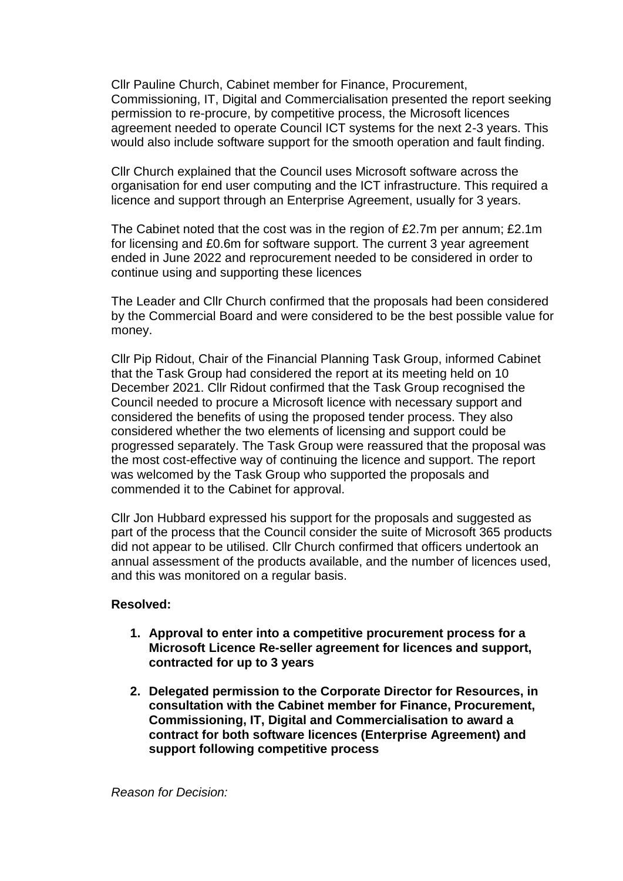Cllr Pauline Church, Cabinet member for Finance, Procurement, Commissioning, IT, Digital and Commercialisation presented the report seeking permission to re-procure, by competitive process, the Microsoft licences agreement needed to operate Council ICT systems for the next 2-3 years. This would also include software support for the smooth operation and fault finding.

Cllr Church explained that the Council uses Microsoft software across the organisation for end user computing and the ICT infrastructure. This required a licence and support through an Enterprise Agreement, usually for 3 years.

The Cabinet noted that the cost was in the region of £2.7m per annum; £2.1m for licensing and £0.6m for software support. The current 3 year agreement ended in June 2022 and reprocurement needed to be considered in order to continue using and supporting these licences

The Leader and Cllr Church confirmed that the proposals had been considered by the Commercial Board and were considered to be the best possible value for money.

Cllr Pip Ridout, Chair of the Financial Planning Task Group, informed Cabinet that the Task Group had considered the report at its meeting held on 10 December 2021. Cllr Ridout confirmed that the Task Group recognised the Council needed to procure a Microsoft licence with necessary support and considered the benefits of using the proposed tender process. They also considered whether the two elements of licensing and support could be progressed separately. The Task Group were reassured that the proposal was the most cost-effective way of continuing the licence and support. The report was welcomed by the Task Group who supported the proposals and commended it to the Cabinet for approval.

Cllr Jon Hubbard expressed his support for the proposals and suggested as part of the process that the Council consider the suite of Microsoft 365 products did not appear to be utilised. Cllr Church confirmed that officers undertook an annual assessment of the products available, and the number of licences used, and this was monitored on a regular basis.

**Resolved:**

1. **Approval to enter into a competitive procurement process for a Microsoft Licence Re-seller agreement for licences and support, contracted for up to 3 years**

2. **Delegated permission to the Corporate Director for Resources, in consultation with the Cabinet member for Finance, Procurement, Commissioning, IT, Digital and Commercialisation to award a contract for both software licences (Enterprise Agreement) and support following competitive process**

*Reason for Decision:*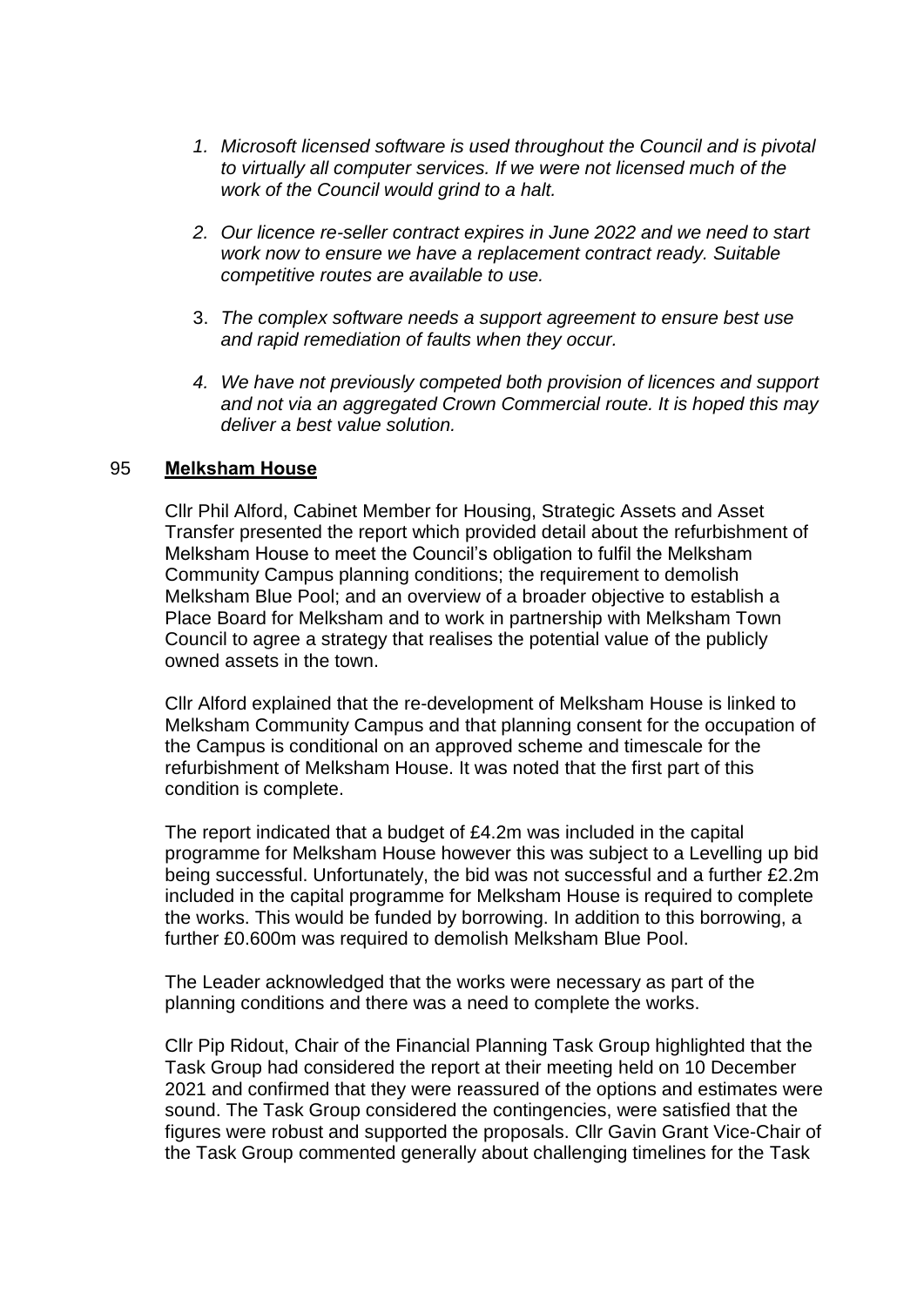1. *Microsoft licensed software is used throughout the Council and is pivotal to virtually all computer services. If we were not licensed much of the work of the Council would grind to a halt.*

2. *Our licence re-seller contract expires in June 2022 and we need to start work now to ensure we have a replacement contract ready. Suitable competitive routes are available to use.*

3. *The complex software needs a support agreement to ensure best use and rapid remediation of faults when they occur.*

4. *We have not previously competed both provision of licences and support and not via an aggregated Crown Commercial route. It is hoped this may deliver a best value solution.*

## 95 **Melksham House**

Cllr Phil Alford, Cabinet Member for Housing, Strategic Assets and Asset Transfer presented the report which provided detail about the refurbishment of Melksham House to meet the Council's obligation to fulfil the Melksham Community Campus planning conditions; the requirement to demolish Melksham Blue Pool; and an overview of a broader objective to establish a Place Board for Melksham and to work in partnership with Melksham Town Council to agree a strategy that realises the potential value of the publicly owned assets in the town.

Cllr Alford explained that the re-development of Melksham House is linked to Melksham Community Campus and that planning consent for the occupation of the Campus is conditional on an approved scheme and timescale for the refurbishment of Melksham House. It was noted that the first part of this condition is complete.

The report indicated that a budget of £4.2m was included in the capital programme for Melksham House however this was subject to a Levelling up bid being successful. Unfortunately, the bid was not successful and a further £2.2m included in the capital programme for Melksham House is required to complete the works. This would be funded by borrowing. In addition to this borrowing, a further £0.600m was required to demolish Melksham Blue Pool.

The Leader acknowledged that the works were necessary as part of the planning conditions and there was a need to complete the works.

Cllr Pip Ridout, Chair of the Financial Planning Task Group highlighted that the Task Group had considered the report at their meeting held on 10 December 2021 and confirmed that they were reassured of the options and estimates were sound. The Task Group considered the contingencies, were satisfied that the figures were robust and supported the proposals. Cllr Gavin Grant Vice-Chair of the Task Group commented generally about challenging timelines for the Task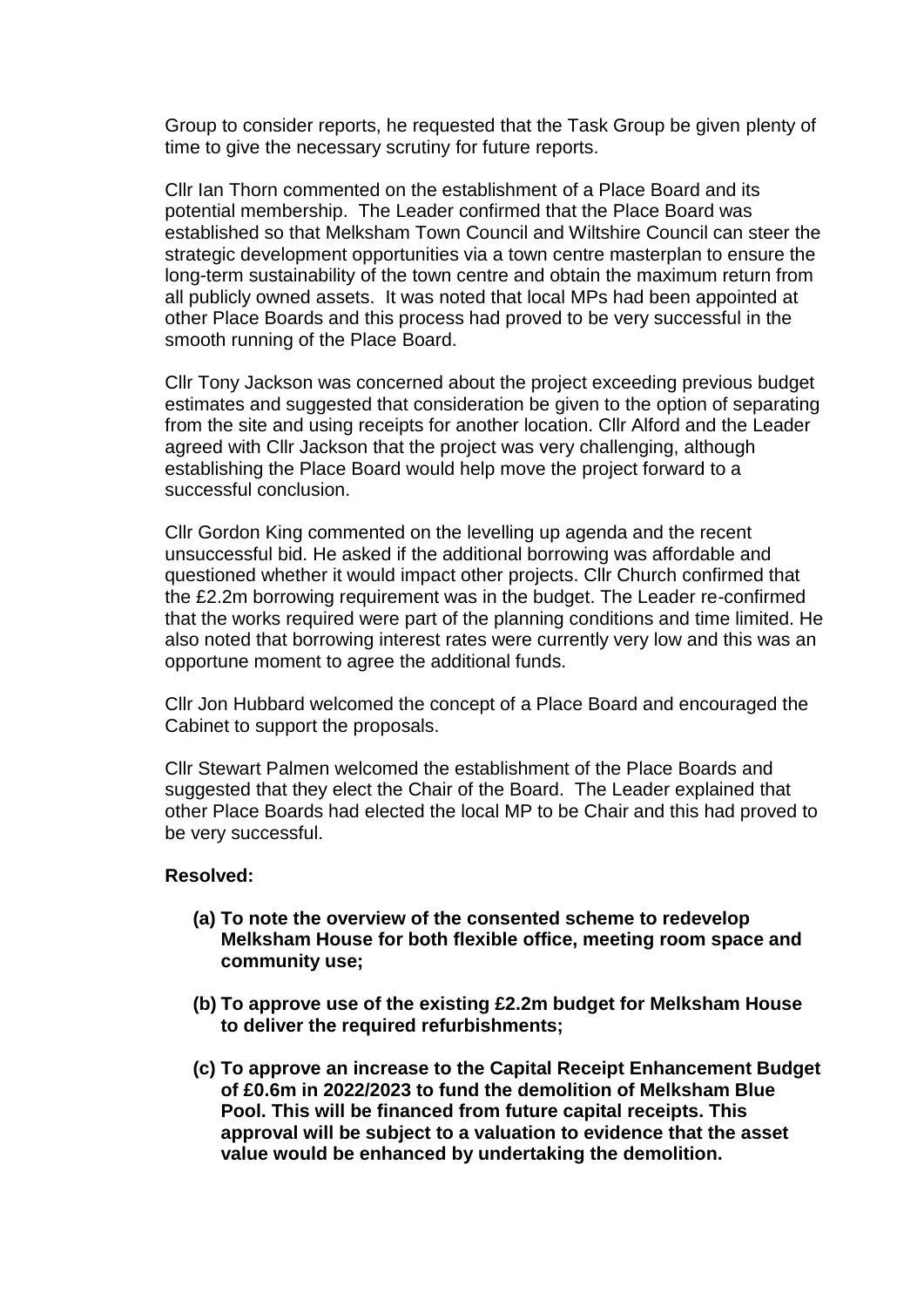Group to consider reports, he requested that the Task Group be given plenty of time to give the necessary scrutiny for future reports.

Cllr Ian Thorn commented on the establishment of a Place Board and its potential membership. The Leader confirmed that the Place Board was established so that Melksham Town Council and Wiltshire Council can steer the strategic development opportunities via a town centre masterplan to ensure the long-term sustainability of the town centre and obtain the maximum return from all publicly owned assets. It was noted that local MPs had been appointed at other Place Boards and this process had proved to be very successful in the smooth running of the Place Board.

Cllr Tony Jackson was concerned about the project exceeding previous budget estimates and suggested that consideration be given to the option of separating from the site and using receipts for another location. Cllr Alford and the Leader agreed with Cllr Jackson that the project was very challenging, although establishing the Place Board would help move the project forward to a successful conclusion.

Cllr Gordon King commented on the levelling up agenda and the recent unsuccessful bid. He asked if the additional borrowing was affordable and questioned whether it would impact other projects. Cllr Church confirmed that the £2.2m borrowing requirement was in the budget. The Leader re-confirmed that the works required were part of the planning conditions and time limited. He also noted that borrowing interest rates were currently very low and this was an opportune moment to agree the additional funds.

Cllr Jon Hubbard welcomed the concept of a Place Board and encouraged the Cabinet to support the proposals.

Cllr Stewart Palmen welcomed the establishment of the Place Boards and suggested that they elect the Chair of the Board. The Leader explained that other Place Boards had elected the local MP to be Chair and this had proved to be very successful.

**Resolved:**

**(a) To note the overview of the consented scheme to redevelop Melksham House for both flexible office, meeting room space and community use;**

**(b) To approve use of the existing £2.2m budget for Melksham House to deliver the required refurbishments;**

**(c) To approve an increase to the Capital Receipt Enhancement Budget of £0.6m in 2022/2023 to fund the demolition of Melksham Blue Pool. This will be financed from future capital receipts. This approval will be subject to a valuation to evidence that the asset value would be enhanced by undertaking the demolition.**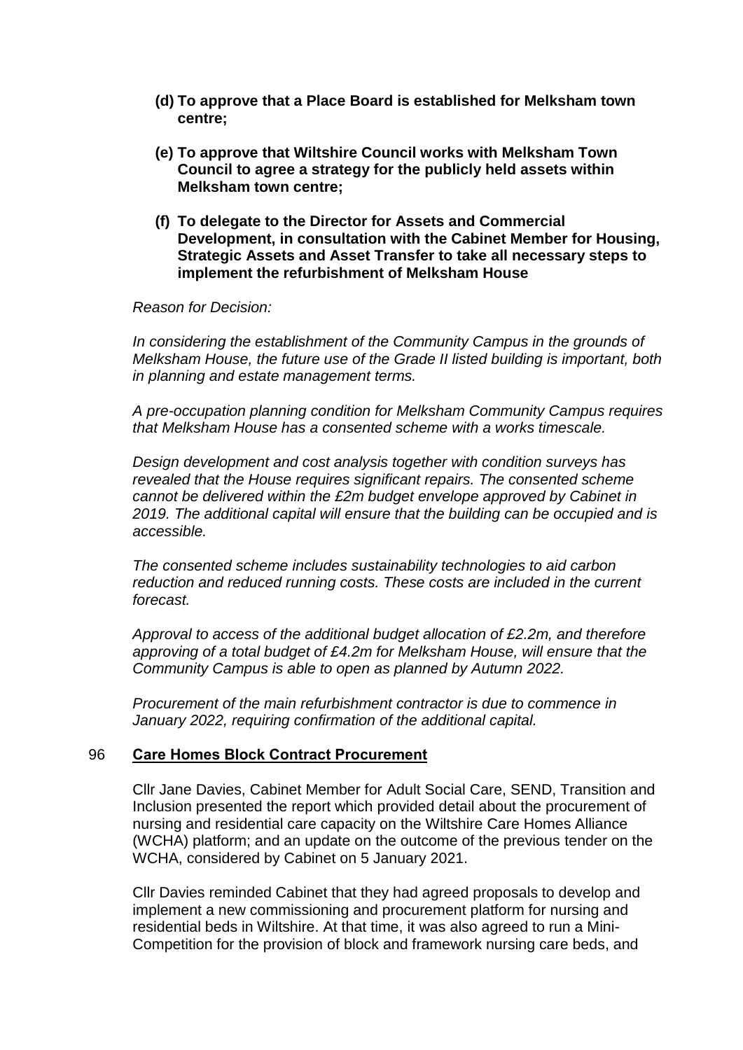**(d) To approve that a Place Board is established for Melksham town centre;**

**(e) To approve that Wiltshire Council works with Melksham Town Council to agree a strategy for the publicly held assets within Melksham town centre;**

**(f) To delegate to the Director for Assets and Commercial Development, in consultation with the Cabinet Member for Housing, Strategic Assets and Asset Transfer to take all necessary steps to implement the refurbishment of Melksham House**

*Reason for Decision:*

*In considering the establishment of the Community Campus in the grounds of Melksham House, the future use of the Grade II listed building is important, both in planning and estate management terms.*

*A pre-occupation planning condition for Melksham Community Campus requires that Melksham House has a consented scheme with a works timescale.*

*Design development and cost analysis together with condition surveys has revealed that the House requires significant repairs. The consented scheme cannot be delivered within the £2m budget envelope approved by Cabinet in 2019. The additional capital will ensure that the building can be occupied and is accessible.*

*The consented scheme includes sustainability technologies to aid carbon reduction and reduced running costs. These costs are included in the current forecast.*

*Approval to access of the additional budget allocation of £2.2m, and therefore approving of a total budget of £4.2m for Melksham House, will ensure that the Community Campus is able to open as planned by Autumn 2022.*

*Procurement of the main refurbishment contractor is due to commence in January 2022, requiring confirmation of the additional capital.*

## 96 Care Homes Block Contract Procurement

Cllr Jane Davies, Cabinet Member for Adult Social Care, SEND, Transition and Inclusion presented the report which provided detail about the procurement of nursing and residential care capacity on the Wiltshire Care Homes Alliance (WCHA) platform; and an update on the outcome of the previous tender on the WCHA, considered by Cabinet on 5 January 2021.

Cllr Davies reminded Cabinet that they had agreed proposals to develop and implement a new commissioning and procurement platform for nursing and residential beds in Wiltshire. At that time, it was also agreed to run a Mini-Competition for the provision of block and framework nursing care beds, and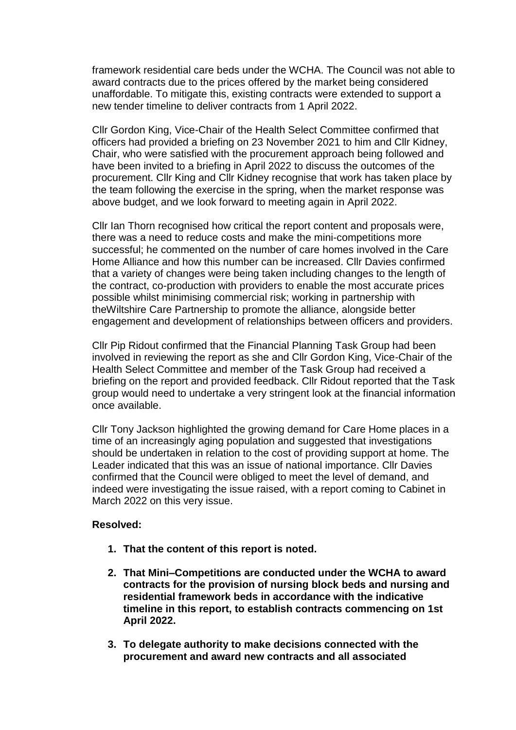framework residential care beds under the WCHA. The Council was not able to award contracts due to the prices offered by the market being considered unaffordable. To mitigate this, existing contracts were extended to support a new tender timeline to deliver contracts from 1 April 2022.

Cllr Gordon King, Vice-Chair of the Health Select Committee confirmed that officers had provided a briefing on 23 November 2021 to him and Cllr Kidney, Chair, who were satisfied with the procurement approach being followed and have been invited to a briefing in April 2022 to discuss the outcomes of the procurement. Cllr King and Cllr Kidney recognise that work has taken place by the team following the exercise in the spring, when the market response was above budget, and we look forward to meeting again in April 2022.

Cllr Ian Thorn recognised how critical the report content and proposals were, there was a need to reduce costs and make the mini-competitions more successful; he commented on the number of care homes involved in the Care Home Alliance and how this number can be increased. Cllr Davies confirmed that a variety of changes were being taken including changes to the length of the contract, co-production with providers to enable the most accurate prices possible whilst minimising commercial risk; working in partnership with theWiltshire Care Partnership to promote the alliance, alongside better engagement and development of relationships between officers and providers.

Cllr Pip Ridout confirmed that the Financial Planning Task Group had been involved in reviewing the report as she and Cllr Gordon King, Vice-Chair of the Health Select Committee and member of the Task Group had received a briefing on the report and provided feedback. Cllr Ridout reported that the Task group would need to undertake a very stringent look at the financial information once available.

Cllr Tony Jackson highlighted the growing demand for Care Home places in a time of an increasingly aging population and suggested that investigations should be undertaken in relation to the cost of providing support at home. The Leader indicated that this was an issue of national importance. Cllr Davies confirmed that the Council were obliged to meet the level of demand, and indeed were investigating the issue raised, with a report coming to Cabinet in March 2022 on this very issue.

**Resolved:**

1. **That the content of this report is noted.**

2. **That Mini–Competitions are conducted under the WCHA to award contracts for the provision of nursing block beds and nursing and residential framework beds in accordance with the indicative timeline in this report, to establish contracts commencing on 1st April 2022.**

3. **To delegate authority to make decisions connected with the procurement and award new contracts and all associated**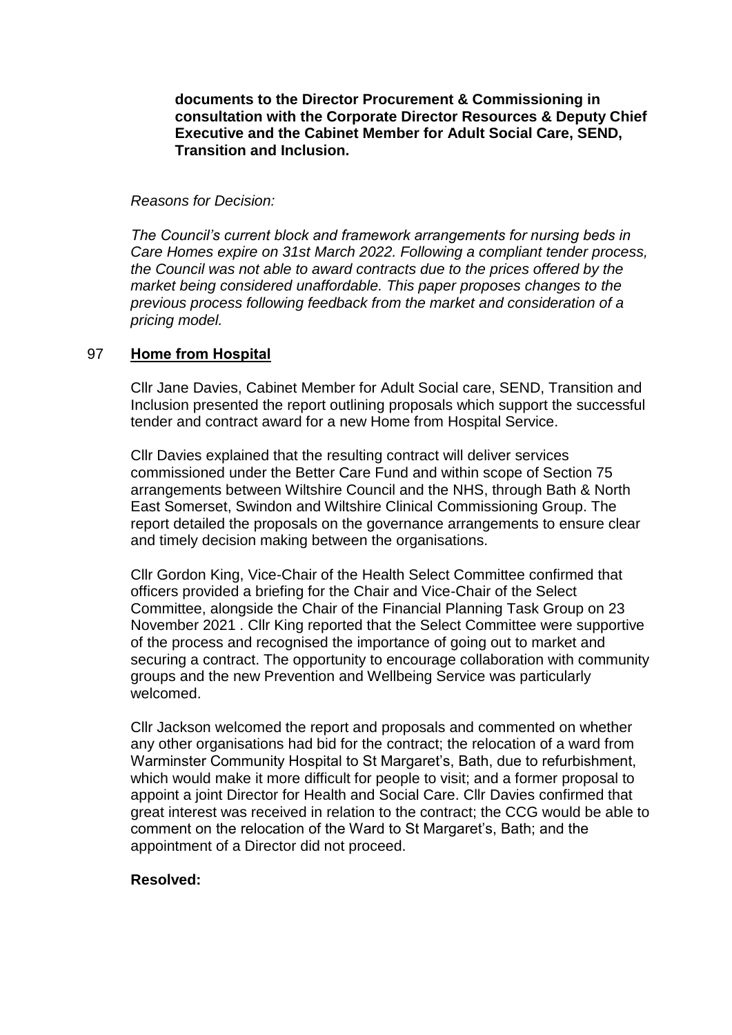**documents to the Director Procurement & Commissioning in consultation with the Corporate Director Resources & Deputy Chief Executive and the Cabinet Member for Adult Social Care, SEND, Transition and Inclusion.**

*Reasons for Decision:*

*The Council's current block and framework arrangements for nursing beds in Care Homes expire on 31st March 2022. Following a compliant tender process, the Council was not able to award contracts due to the prices offered by the market being considered unaffordable. This paper proposes changes to the previous process following feedback from the market and consideration of a pricing model.*

## 97 **Home from Hospital**

Cllr Jane Davies, Cabinet Member for Adult Social care, SEND, Transition and Inclusion presented the report outlining proposals which support the successful tender and contract award for a new Home from Hospital Service.

Cllr Davies explained that the resulting contract will deliver services commissioned under the Better Care Fund and within scope of Section 75 arrangements between Wiltshire Council and the NHS, through Bath & North East Somerset, Swindon and Wiltshire Clinical Commissioning Group. The report detailed the proposals on the governance arrangements to ensure clear and timely decision making between the organisations.

Cllr Gordon King, Vice-Chair of the Health Select Committee confirmed that officers provided a briefing for the Chair and Vice-Chair of the Select Committee, alongside the Chair of the Financial Planning Task Group on 23 November 2021 . Cllr King reported that the Select Committee were supportive of the process and recognised the importance of going out to market and securing a contract. The opportunity to encourage collaboration with community groups and the new Prevention and Wellbeing Service was particularly welcomed.

Cllr Jackson welcomed the report and proposals and commented on whether any other organisations had bid for the contract; the relocation of a ward from Warminster Community Hospital to St Margaret's, Bath, due to refurbishment, which would make it more difficult for people to visit; and a former proposal to appoint a joint Director for Health and Social Care. Cllr Davies confirmed that great interest was received in relation to the contract; the CCG would be able to comment on the relocation of the Ward to St Margaret's, Bath; and the appointment of a Director did not proceed.

**Resolved:**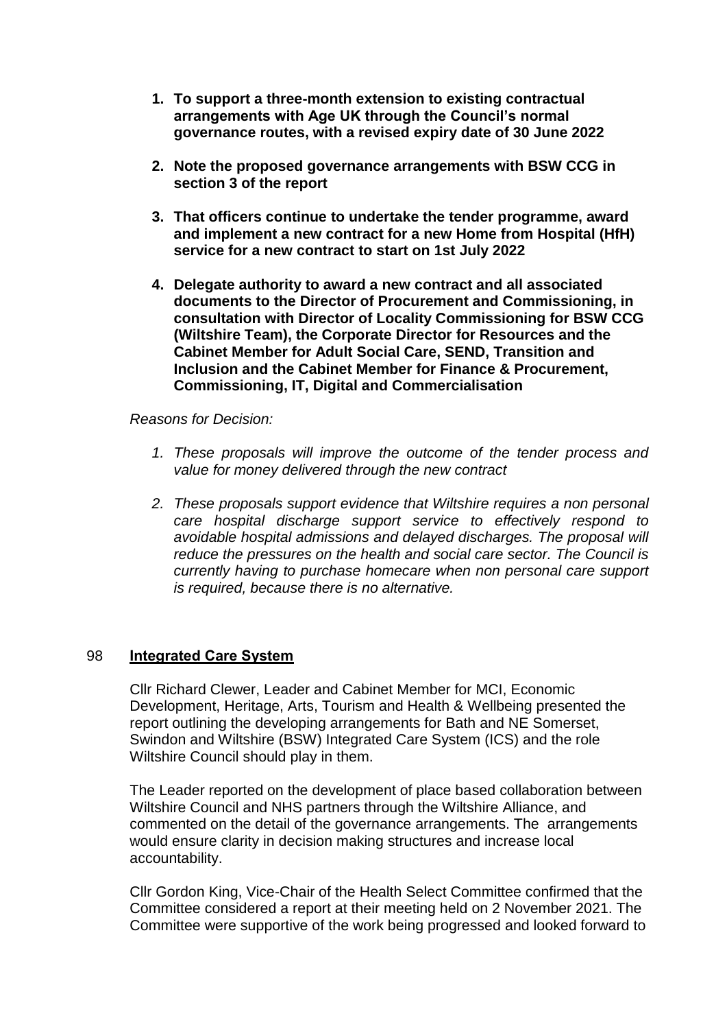1. **To support a three-month extension to existing contractual arrangements with Age UK through the Council's normal governance routes, with a revised expiry date of 30 June 2022**

2. **Note the proposed governance arrangements with BSW CCG in section 3 of the report**

3. **That officers continue to undertake the tender programme, award and implement a new contract for a new Home from Hospital (HfH) service for a new contract to start on 1st July 2022**

4. **Delegate authority to award a new contract and all associated documents to the Director of Procurement and Commissioning, in consultation with Director of Locality Commissioning for BSW CCG (Wiltshire Team), the Corporate Director for Resources and the Cabinet Member for Adult Social Care, SEND, Transition and Inclusion and the Cabinet Member for Finance & Procurement, Commissioning, IT, Digital and Commercialisation**

*Reasons for Decision:*

1. *These proposals will improve the outcome of the tender process and value for money delivered through the new contract*

2. *These proposals support evidence that Wiltshire requires a non personal care hospital discharge support service to effectively respond to avoidable hospital admissions and delayed discharges. The proposal will reduce the pressures on the health and social care sector. The Council is currently having to purchase homecare when non personal care support is required, because there is no alternative.*

## 98 Integrated Care System

Cllr Richard Clewer, Leader and Cabinet Member for MCI, Economic Development, Heritage, Arts, Tourism and Health & Wellbeing presented the report outlining the developing arrangements for Bath and NE Somerset, Swindon and Wiltshire (BSW) Integrated Care System (ICS) and the role Wiltshire Council should play in them.

The Leader reported on the development of place based collaboration between Wiltshire Council and NHS partners through the Wiltshire Alliance, and commented on the detail of the governance arrangements. The arrangements would ensure clarity in decision making structures and increase local accountability.

Cllr Gordon King, Vice-Chair of the Health Select Committee confirmed that the Committee considered a report at their meeting held on 2 November 2021. The Committee were supportive of the work being progressed and looked forward to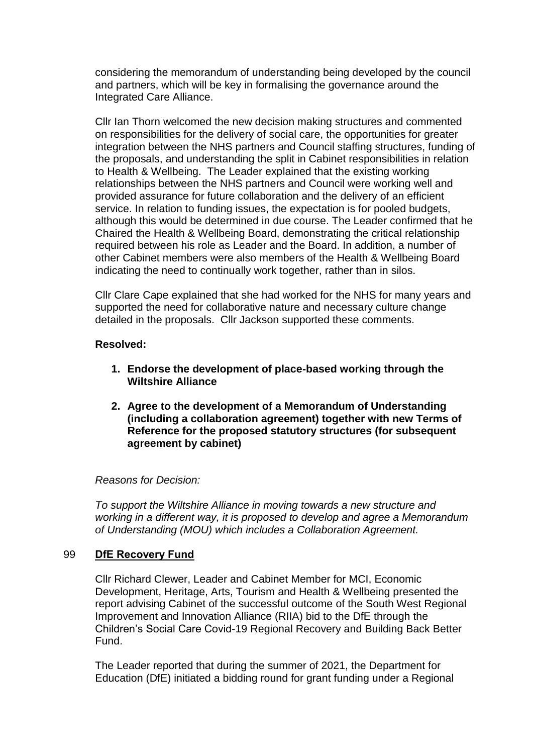considering the memorandum of understanding being developed by the council and partners, which will be key in formalising the governance around the Integrated Care Alliance.

Cllr Ian Thorn welcomed the new decision making structures and commented on responsibilities for the delivery of social care, the opportunities for greater integration between the NHS partners and Council staffing structures, funding of the proposals, and understanding the split in Cabinet responsibilities in relation to Health & Wellbeing. The Leader explained that the existing working relationships between the NHS partners and Council were working well and provided assurance for future collaboration and the delivery of an efficient service. In relation to funding issues, the expectation is for pooled budgets, although this would be determined in due course. The Leader confirmed that he Chaired the Health & Wellbeing Board, demonstrating the critical relationship required between his role as Leader and the Board. In addition, a number of other Cabinet members were also members of the Health & Wellbeing Board indicating the need to continually work together, rather than in silos.

Cllr Clare Cape explained that she had worked for the NHS for many years and supported the need for collaborative nature and necessary culture change detailed in the proposals. Cllr Jackson supported these comments.

**Resolved:**

1. **Endorse the development of place-based working through the Wiltshire Alliance**
2. **Agree to the development of a Memorandum of Understanding (including a collaboration agreement) together with new Terms of Reference for the proposed statutory structures (for subsequent agreement by cabinet)**

*Reasons for Decision:*

*To support the Wiltshire Alliance in moving towards a new structure and working in a different way, it is proposed to develop and agree a Memorandum of Understanding (MOU) which includes a Collaboration Agreement.*

## 99 DfE Recovery Fund

Cllr Richard Clewer, Leader and Cabinet Member for MCI, Economic Development, Heritage, Arts, Tourism and Health & Wellbeing presented the report advising Cabinet of the successful outcome of the South West Regional Improvement and Innovation Alliance (RIIA) bid to the DfE through the Children's Social Care Covid-19 Regional Recovery and Building Back Better Fund.

The Leader reported that during the summer of 2021, the Department for Education (DfE) initiated a bidding round for grant funding under a Regional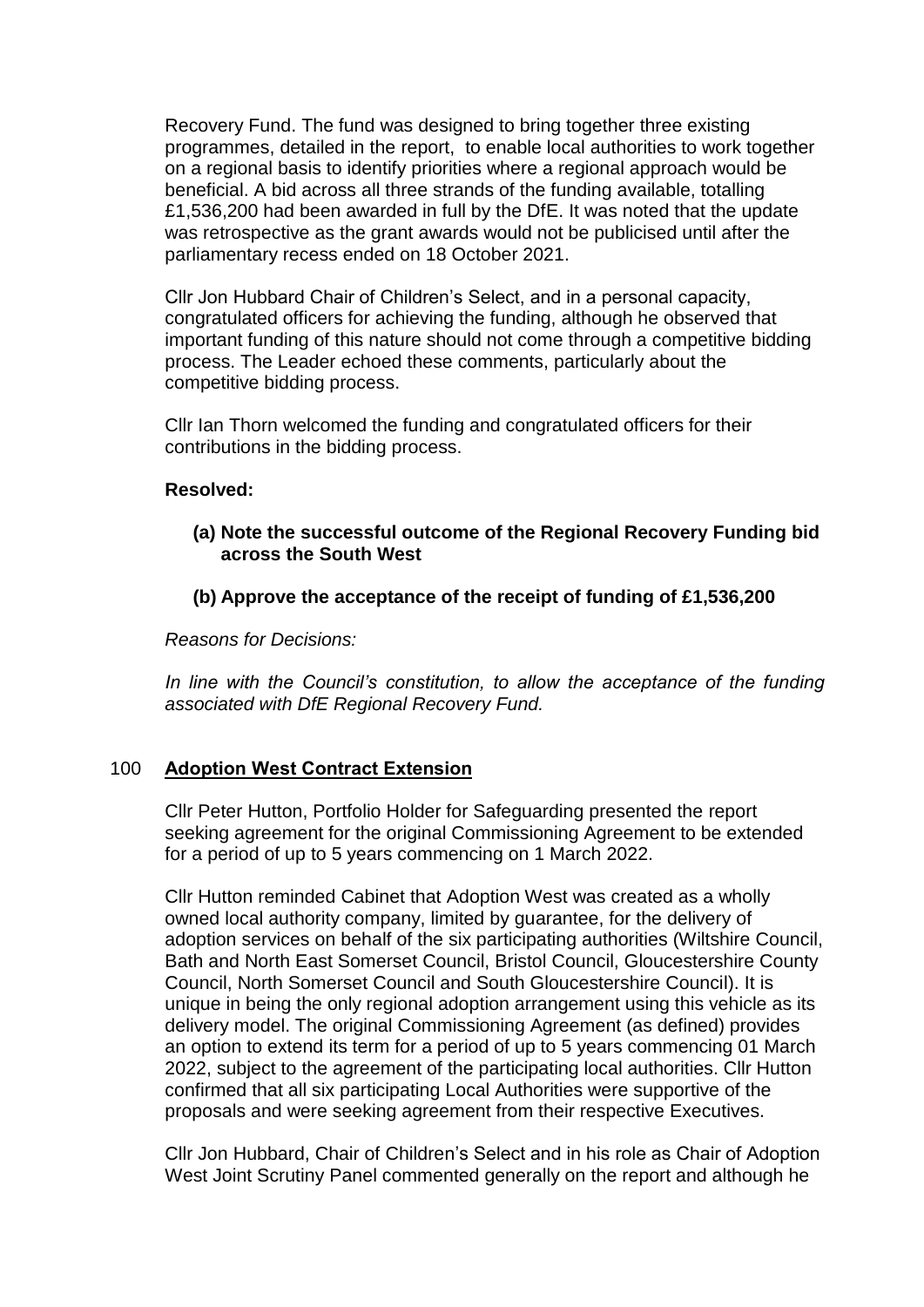Recovery Fund. The fund was designed to bring together three existing programmes, detailed in the report, to enable local authorities to work together on a regional basis to identify priorities where a regional approach would be beneficial. A bid across all three strands of the funding available, totalling £1,536,200 had been awarded in full by the DfE. It was noted that the update was retrospective as the grant awards would not be publicised until after the parliamentary recess ended on 18 October 2021.

Cllr Jon Hubbard Chair of Children's Select, and in a personal capacity, congratulated officers for achieving the funding, although he observed that important funding of this nature should not come through a competitive bidding process. The Leader echoed these comments, particularly about the competitive bidding process.

Cllr Ian Thorn welcomed the funding and congratulated officers for their contributions in the bidding process.

**Resolved:**

**(a) Note the successful outcome of the Regional Recovery Funding bid across the South West**

**(b) Approve the acceptance of the receipt of funding of £1,536,200**

*Reasons for Decisions:*

*In line with the Council's constitution, to allow the acceptance of the funding associated with DfE Regional Recovery Fund.*

## 100 Adoption West Contract Extension

Cllr Peter Hutton, Portfolio Holder for Safeguarding presented the report seeking agreement for the original Commissioning Agreement to be extended for a period of up to 5 years commencing on 1 March 2022.

Cllr Hutton reminded Cabinet that Adoption West was created as a wholly owned local authority company, limited by guarantee, for the delivery of adoption services on behalf of the six participating authorities (Wiltshire Council, Bath and North East Somerset Council, Bristol Council, Gloucestershire County Council, North Somerset Council and South Gloucestershire Council). It is unique in being the only regional adoption arrangement using this vehicle as its delivery model. The original Commissioning Agreement (as defined) provides an option to extend its term for a period of up to 5 years commencing 01 March 2022, subject to the agreement of the participating local authorities. Cllr Hutton confirmed that all six participating Local Authorities were supportive of the proposals and were seeking agreement from their respective Executives.

Cllr Jon Hubbard, Chair of Children's Select and in his role as Chair of Adoption West Joint Scrutiny Panel commented generally on the report and although he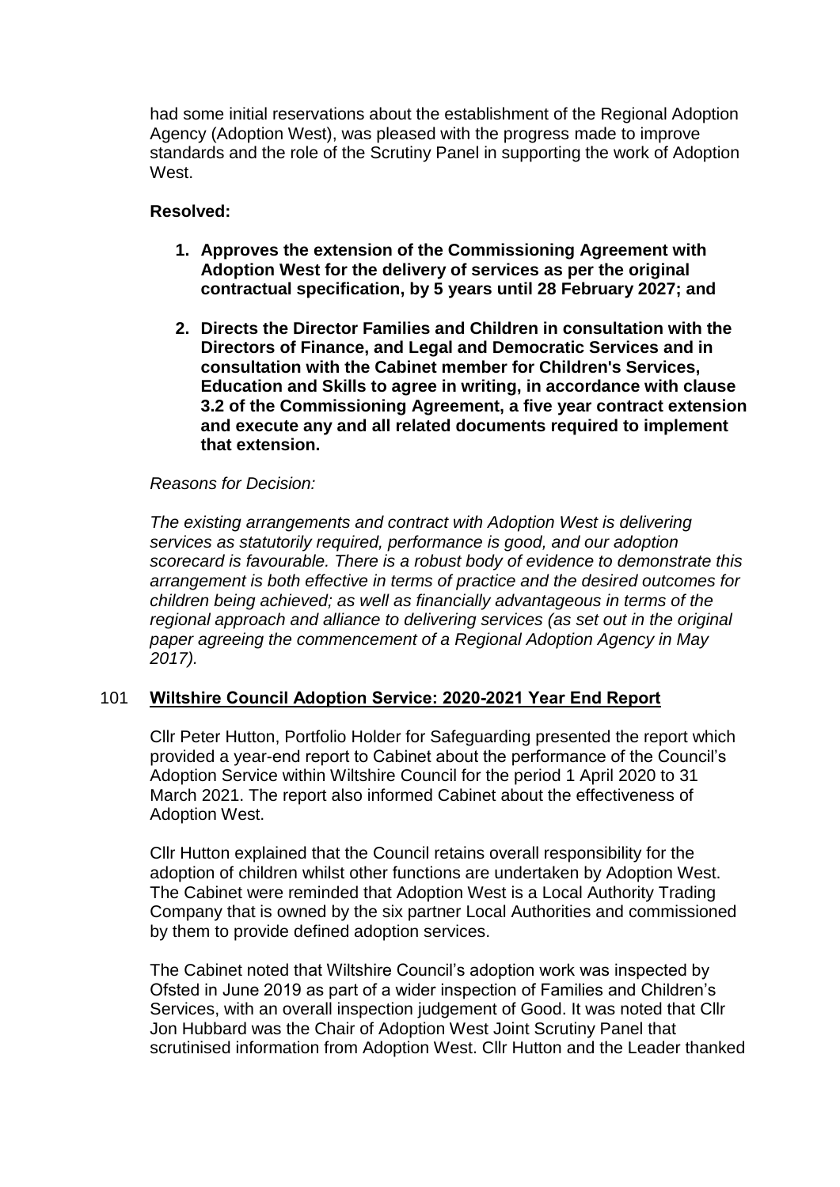had some initial reservations about the establishment of the Regional Adoption Agency (Adoption West), was pleased with the progress made to improve standards and the role of the Scrutiny Panel in supporting the work of Adoption West.

**Resolved:**

1. **Approves the extension of the Commissioning Agreement with Adoption West for the delivery of services as per the original contractual specification, by 5 years until 28 February 2027; and**

2. **Directs the Director Families and Children in consultation with the Directors of Finance, and Legal and Democratic Services and in consultation with the Cabinet member for Children's Services, Education and Skills to agree in writing, in accordance with clause 3.2 of the Commissioning Agreement, a five year contract extension and execute any and all related documents required to implement that extension.**

*Reasons for Decision:*

*The existing arrangements and contract with Adoption West is delivering services as statutorily required, performance is good, and our adoption scorecard is favourable. There is a robust body of evidence to demonstrate this arrangement is both effective in terms of practice and the desired outcomes for children being achieved; as well as financially advantageous in terms of the regional approach and alliance to delivering services (as set out in the original paper agreeing the commencement of a Regional Adoption Agency in May 2017).*

## 101 Wiltshire Council Adoption Service: 2020-2021 Year End Report

Cllr Peter Hutton, Portfolio Holder for Safeguarding presented the report which provided a year-end report to Cabinet about the performance of the Council's Adoption Service within Wiltshire Council for the period 1 April 2020 to 31 March 2021. The report also informed Cabinet about the effectiveness of Adoption West.

Cllr Hutton explained that the Council retains overall responsibility for the adoption of children whilst other functions are undertaken by Adoption West. The Cabinet were reminded that Adoption West is a Local Authority Trading Company that is owned by the six partner Local Authorities and commissioned by them to provide defined adoption services.

The Cabinet noted that Wiltshire Council's adoption work was inspected by Ofsted in June 2019 as part of a wider inspection of Families and Children's Services, with an overall inspection judgement of Good. It was noted that Cllr Jon Hubbard was the Chair of Adoption West Joint Scrutiny Panel that scrutinised information from Adoption West. Cllr Hutton and the Leader thanked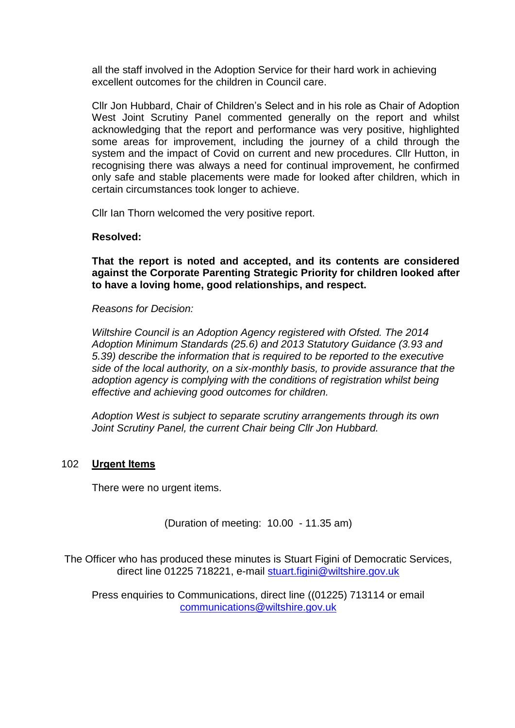all the staff involved in the Adoption Service for their hard work in achieving excellent outcomes for the children in Council care.

Cllr Jon Hubbard, Chair of Children's Select and in his role as Chair of Adoption West Joint Scrutiny Panel commented generally on the report and whilst acknowledging that the report and performance was very positive, highlighted some areas for improvement, including the journey of a child through the system and the impact of Covid on current and new procedures. Cllr Hutton, in recognising there was always a need for continual improvement, he confirmed only safe and stable placements were made for looked after children, which in certain circumstances took longer to achieve.

Cllr Ian Thorn welcomed the very positive report.

**Resolved:**

**That the report is noted and accepted, and its contents are considered against the Corporate Parenting Strategic Priority for children looked after to have a loving home, good relationships, and respect.**

*Reasons for Decision:*

*Wiltshire Council is an Adoption Agency registered with Ofsted. The 2014 Adoption Minimum Standards (25.6) and 2013 Statutory Guidance (3.93 and 5.39) describe the information that is required to be reported to the executive side of the local authority, on a six-monthly basis, to provide assurance that the adoption agency is complying with the conditions of registration whilst being effective and achieving good outcomes for children.*

*Adoption West is subject to separate scrutiny arrangements through its own Joint Scrutiny Panel, the current Chair being Cllr Jon Hubbard.*

## 102 Urgent Items

There were no urgent items.

(Duration of meeting: 10.00 - 11.35 am)

The Officer who has produced these minutes is Stuart Figini of Democratic Services, direct line 01225 718221, e-mail stuart.figini@wiltshire.gov.uk

Press enquiries to Communications, direct line ((01225) 713114 or email communications@wiltshire.gov.uk